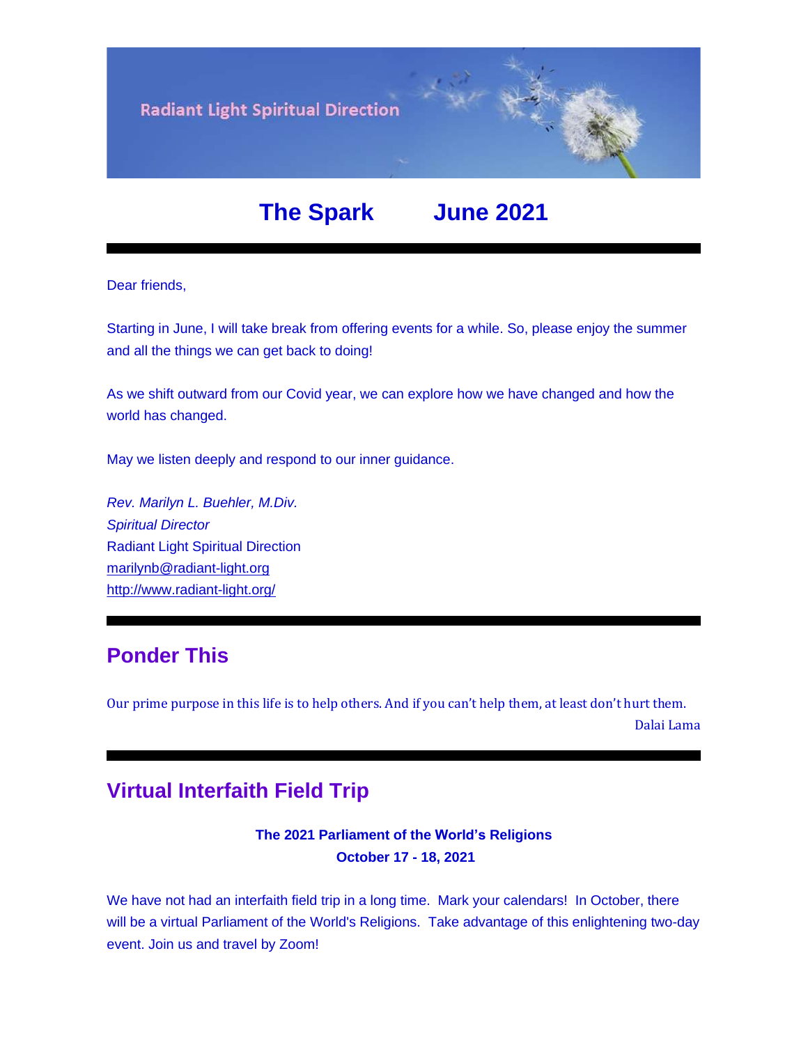Radiant Light Spiritual Direction

# The Spark June 2021

Dear friends,

Starting in June, I will take break from offering events for a while. So, please enjoy the summer and all the things we can get back to doing!

As we shift outward from our Covid year, we can explore how we have changed and how the world has changed.

May we listen deeply and respond to our inner guidance.

*Rev. Marilyn L. Buehler, M.Div.*
*Spiritual Director*
Radiant Light Spiritual Direction
marilynb@radiant-light.org
http://www.radiant-light.org/

## Ponder This

Our prime purpose in this life is to help others. And if you can't help them, at least don't hurt them.

Dalai Lama

## Virtual Interfaith Field Trip

**The 2021 Parliament of the World's Religions**
**October 17 - 18, 2021**

We have not had an interfaith field trip in a long time. Mark your calendars! In October, there will be a virtual Parliament of the World's Religions. Take advantage of this enlightening two-day event. Join us and travel by Zoom!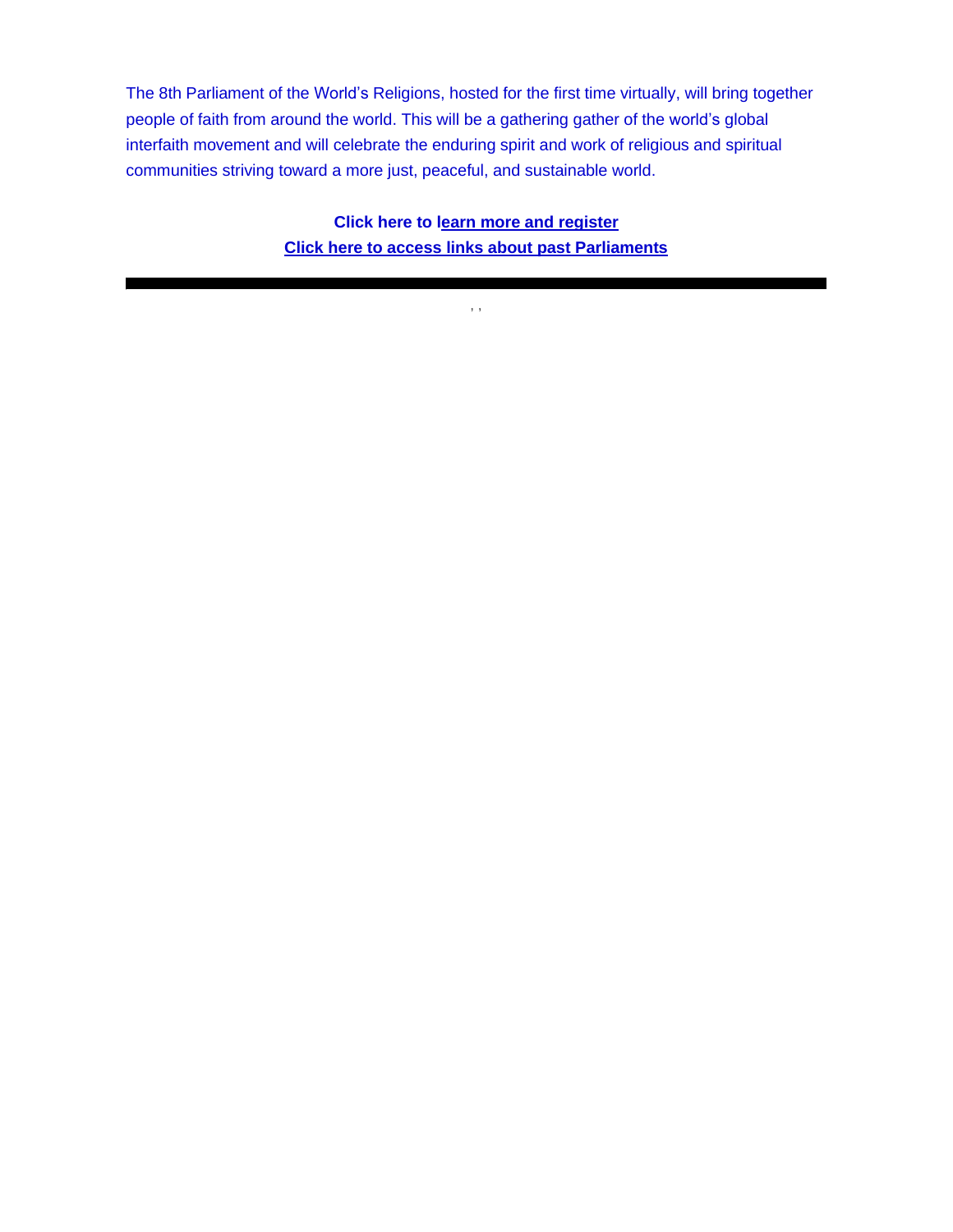The 8th Parliament of the World's Religions, hosted for the first time virtually, will bring together people of faith from around the world. This will be a gathering gather of the world's global interfaith movement and will celebrate the enduring spirit and work of religious and spiritual communities striving toward a more just, peaceful, and sustainable world.

**Click here to learn more and register**
**Click here to access links about past Parliaments**

---

, ,